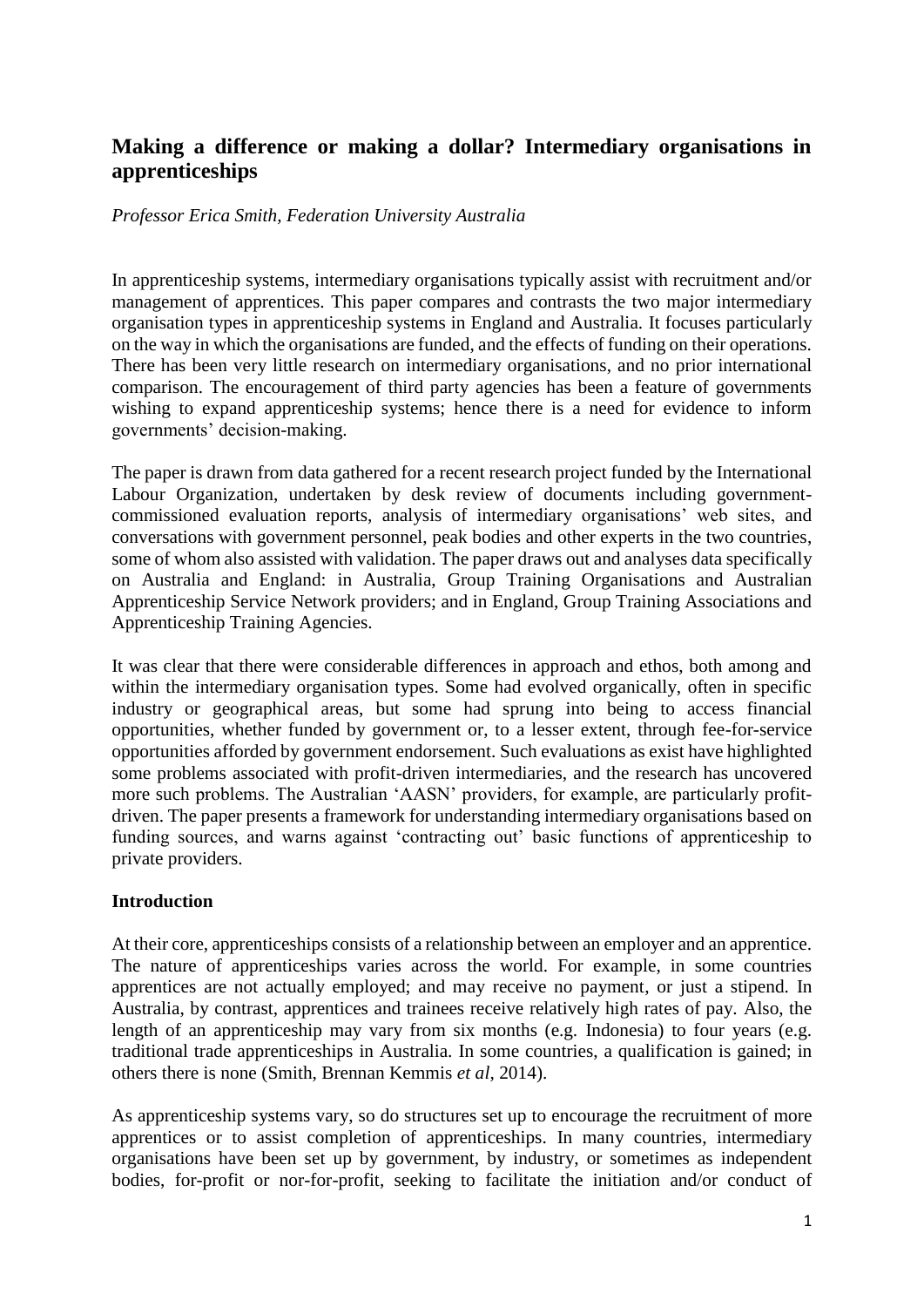# Making a difference or making a dollar? Intermediary organisations in apprenticeships

*Professor Erica Smith, Federation University Australia*

In apprenticeship systems, intermediary organisations typically assist with recruitment and/or management of apprentices. This paper compares and contrasts the two major intermediary organisation types in apprenticeship systems in England and Australia. It focuses particularly on the way in which the organisations are funded, and the effects of funding on their operations. There has been very little research on intermediary organisations, and no prior international comparison. The encouragement of third party agencies has been a feature of governments wishing to expand apprenticeship systems; hence there is a need for evidence to inform governments' decision-making.

The paper is drawn from data gathered for a recent research project funded by the International Labour Organization, undertaken by desk review of documents including government-commissioned evaluation reports, analysis of intermediary organisations' web sites, and conversations with government personnel, peak bodies and other experts in the two countries, some of whom also assisted with validation. The paper draws out and analyses data specifically on Australia and England: in Australia, Group Training Organisations and Australian Apprenticeship Service Network providers; and in England, Group Training Associations and Apprenticeship Training Agencies.

It was clear that there were considerable differences in approach and ethos, both among and within the intermediary organisation types. Some had evolved organically, often in specific industry or geographical areas, but some had sprung into being to access financial opportunities, whether funded by government or, to a lesser extent, through fee-for-service opportunities afforded by government endorsement. Such evaluations as exist have highlighted some problems associated with profit-driven intermediaries, and the research has uncovered more such problems. The Australian 'AASN' providers, for example, are particularly profit-driven. The paper presents a framework for understanding intermediary organisations based on funding sources, and warns against 'contracting out' basic functions of apprenticeship to private providers.

**Introduction**

At their core, apprenticeships consists of a relationship between an employer and an apprentice. The nature of apprenticeships varies across the world. For example, in some countries apprentices are not actually employed; and may receive no payment, or just a stipend. In Australia, by contrast, apprentices and trainees receive relatively high rates of pay. Also, the length of an apprenticeship may vary from six months (e.g. Indonesia) to four years (e.g. traditional trade apprenticeships in Australia. In some countries, a qualification is gained; in others there is none (Smith, Brennan Kemmis *et al*, 2014).

As apprenticeship systems vary, so do structures set up to encourage the recruitment of more apprentices or to assist completion of apprenticeships. In many countries, intermediary organisations have been set up by government, by industry, or sometimes as independent bodies, for-profit or nor-for-profit, seeking to facilitate the initiation and/or conduct of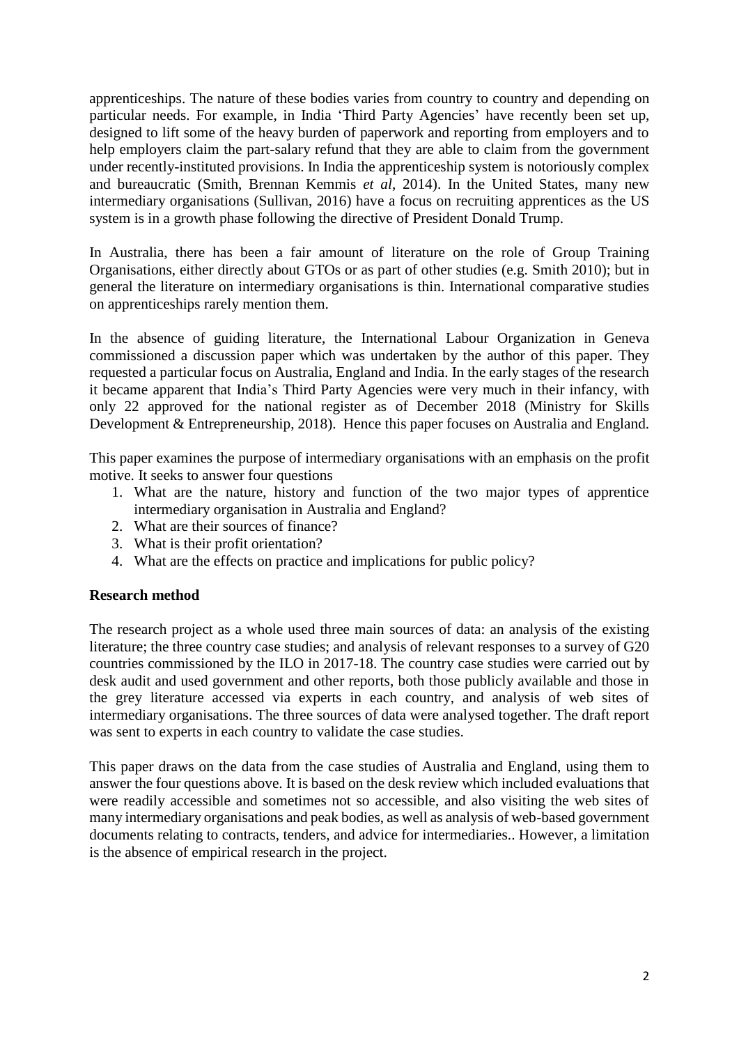apprenticeships. The nature of these bodies varies from country to country and depending on particular needs. For example, in India 'Third Party Agencies' have recently been set up, designed to lift some of the heavy burden of paperwork and reporting from employers and to help employers claim the part-salary refund that they are able to claim from the government under recently-instituted provisions. In India the apprenticeship system is notoriously complex and bureaucratic (Smith, Brennan Kemmis *et al*, 2014). In the United States, many new intermediary organisations (Sullivan, 2016) have a focus on recruiting apprentices as the US system is in a growth phase following the directive of President Donald Trump.

In Australia, there has been a fair amount of literature on the role of Group Training Organisations, either directly about GTOs or as part of other studies (e.g. Smith 2010); but in general the literature on intermediary organisations is thin. International comparative studies on apprenticeships rarely mention them.

In the absence of guiding literature, the International Labour Organization in Geneva commissioned a discussion paper which was undertaken by the author of this paper. They requested a particular focus on Australia, England and India. In the early stages of the research it became apparent that India's Third Party Agencies were very much in their infancy, with only 22 approved for the national register as of December 2018 (Ministry for Skills Development & Entrepreneurship, 2018). Hence this paper focuses on Australia and England.

This paper examines the purpose of intermediary organisations with an emphasis on the profit motive. It seeks to answer four questions

1. What are the nature, history and function of the two major types of apprentice intermediary organisation in Australia and England?
2. What are their sources of finance?
3. What is their profit orientation?
4. What are the effects on practice and implications for public policy?

## Research method

The research project as a whole used three main sources of data: an analysis of the existing literature; the three country case studies; and analysis of relevant responses to a survey of G20 countries commissioned by the ILO in 2017-18. The country case studies were carried out by desk audit and used government and other reports, both those publicly available and those in the grey literature accessed via experts in each country, and analysis of web sites of intermediary organisations. The three sources of data were analysed together. The draft report was sent to experts in each country to validate the case studies.

This paper draws on the data from the case studies of Australia and England, using them to answer the four questions above. It is based on the desk review which included evaluations that were readily accessible and sometimes not so accessible, and also visiting the web sites of many intermediary organisations and peak bodies, as well as analysis of web-based government documents relating to contracts, tenders, and advice for intermediaries.. However, a limitation is the absence of empirical research in the project.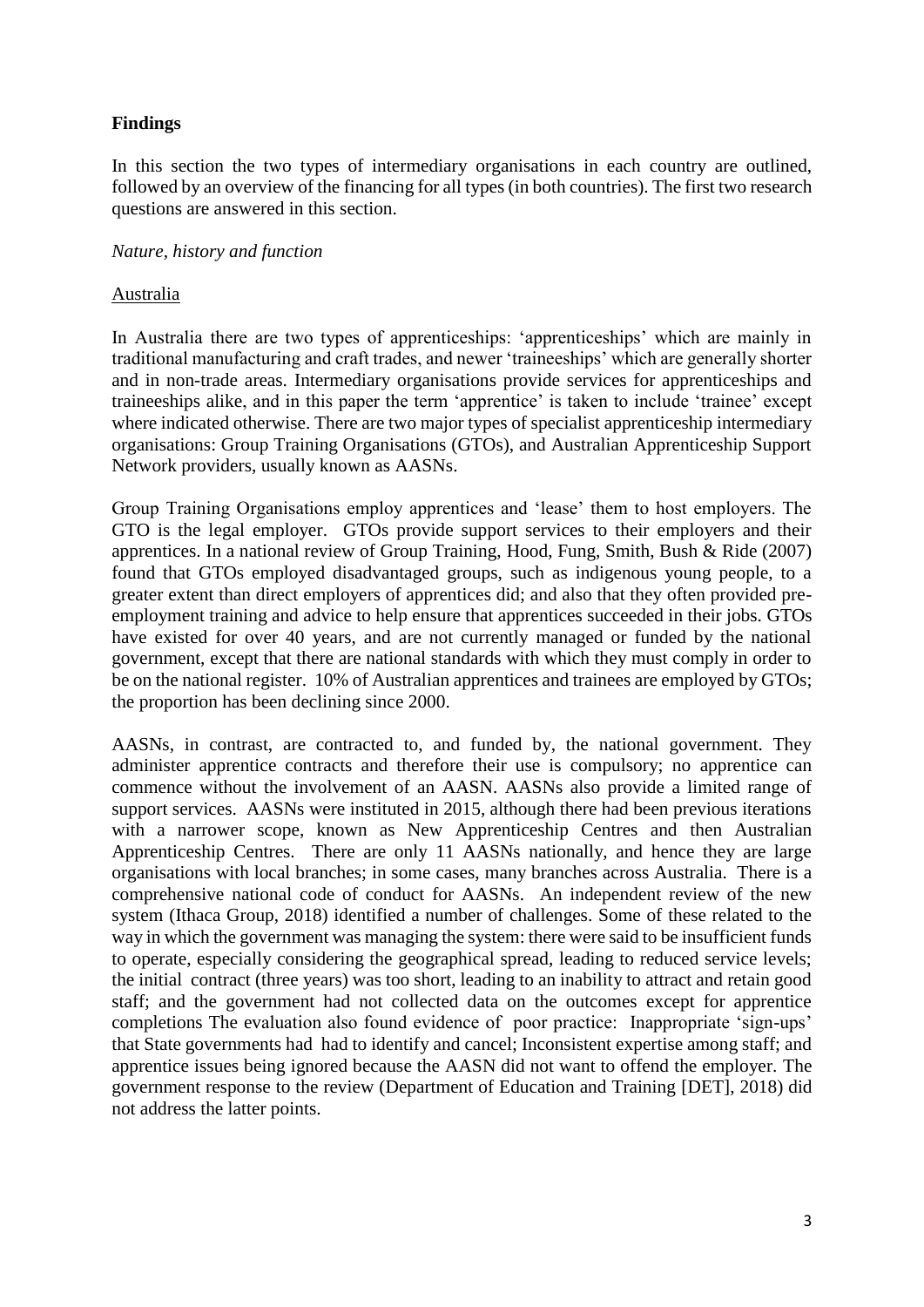**Findings**

In this section the two types of intermediary organisations in each country are outlined, followed by an overview of the financing for all types (in both countries). The first two research questions are answered in this section.

*Nature, history and function*

Australia

In Australia there are two types of apprenticeships: 'apprenticeships' which are mainly in traditional manufacturing and craft trades, and newer 'traineeships' which are generally shorter and in non-trade areas. Intermediary organisations provide services for apprenticeships and traineeships alike, and in this paper the term 'apprentice' is taken to include 'trainee' except where indicated otherwise. There are two major types of specialist apprenticeship intermediary organisations: Group Training Organisations (GTOs), and Australian Apprenticeship Support Network providers, usually known as AASNs.

Group Training Organisations employ apprentices and 'lease' them to host employers. The GTO is the legal employer. GTOs provide support services to their employers and their apprentices. In a national review of Group Training, Hood, Fung, Smith, Bush & Ride (2007) found that GTOs employed disadvantaged groups, such as indigenous young people, to a greater extent than direct employers of apprentices did; and also that they often provided pre-employment training and advice to help ensure that apprentices succeeded in their jobs. GTOs have existed for over 40 years, and are not currently managed or funded by the national government, except that there are national standards with which they must comply in order to be on the national register. 10% of Australian apprentices and trainees are employed by GTOs; the proportion has been declining since 2000.

AASNs, in contrast, are contracted to, and funded by, the national government. They administer apprentice contracts and therefore their use is compulsory; no apprentice can commence without the involvement of an AASN. AASNs also provide a limited range of support services. AASNs were instituted in 2015, although there had been previous iterations with a narrower scope, known as New Apprenticeship Centres and then Australian Apprenticeship Centres. There are only 11 AASNs nationally, and hence they are large organisations with local branches; in some cases, many branches across Australia. There is a comprehensive national code of conduct for AASNs. An independent review of the new system (Ithaca Group, 2018) identified a number of challenges. Some of these related to the way in which the government was managing the system: there were said to be insufficient funds to operate, especially considering the geographical spread, leading to reduced service levels; the initial contract (three years) was too short, leading to an inability to attract and retain good staff; and the government had not collected data on the outcomes except for apprentice completions The evaluation also found evidence of poor practice: Inappropriate 'sign-ups' that State governments had had to identify and cancel; Inconsistent expertise among staff; and apprentice issues being ignored because the AASN did not want to offend the employer. The government response to the review (Department of Education and Training [DET], 2018) did not address the latter points.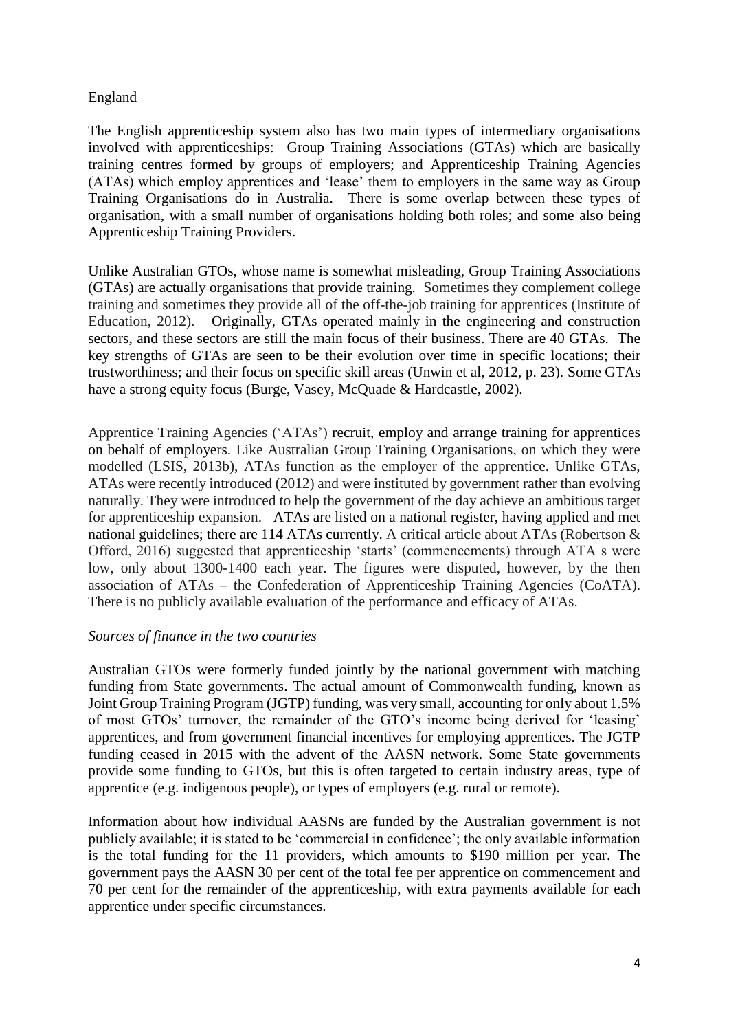England

The English apprenticeship system also has two main types of intermediary organisations involved with apprenticeships: Group Training Associations (GTAs) which are basically training centres formed by groups of employers; and Apprenticeship Training Agencies (ATAs) which employ apprentices and 'lease' them to employers in the same way as Group Training Organisations do in Australia. There is some overlap between these types of organisation, with a small number of organisations holding both roles; and some also being Apprenticeship Training Providers.

Unlike Australian GTOs, whose name is somewhat misleading, Group Training Associations (GTAs) are actually organisations that provide training. Sometimes they complement college training and sometimes they provide all of the off-the-job training for apprentices (Institute of Education, 2012). Originally, GTAs operated mainly in the engineering and construction sectors, and these sectors are still the main focus of their business. There are 40 GTAs. The key strengths of GTAs are seen to be their evolution over time in specific locations; their trustworthiness; and their focus on specific skill areas (Unwin et al, 2012, p. 23). Some GTAs have a strong equity focus (Burge, Vasey, McQuade & Hardcastle, 2002).

Apprentice Training Agencies ('ATAs') recruit, employ and arrange training for apprentices on behalf of employers. Like Australian Group Training Organisations, on which they were modelled (LSIS, 2013b), ATAs function as the employer of the apprentice. Unlike GTAs, ATAs were recently introduced (2012) and were instituted by government rather than evolving naturally. They were introduced to help the government of the day achieve an ambitious target for apprenticeship expansion. ATAs are listed on a national register, having applied and met national guidelines; there are 114 ATAs currently. A critical article about ATAs (Robertson & Offord, 2016) suggested that apprenticeship 'starts' (commencements) through ATA s were low, only about 1300-1400 each year. The figures were disputed, however, by the then association of ATAs – the Confederation of Apprenticeship Training Agencies (CoATA). There is no publicly available evaluation of the performance and efficacy of ATAs.

*Sources of finance in the two countries*

Australian GTOs were formerly funded jointly by the national government with matching funding from State governments. The actual amount of Commonwealth funding, known as Joint Group Training Program (JGTP) funding, was very small, accounting for only about 1.5% of most GTOs' turnover, the remainder of the GTO's income being derived for 'leasing' apprentices, and from government financial incentives for employing apprentices. The JGTP funding ceased in 2015 with the advent of the AASN network. Some State governments provide some funding to GTOs, but this is often targeted to certain industry areas, type of apprentice (e.g. indigenous people), or types of employers (e.g. rural or remote).

Information about how individual AASNs are funded by the Australian government is not publicly available; it is stated to be 'commercial in confidence'; the only available information is the total funding for the 11 providers, which amounts to $190 million per year. The government pays the AASN 30 per cent of the total fee per apprentice on commencement and 70 per cent for the remainder of the apprenticeship, with extra payments available for each apprentice under specific circumstances.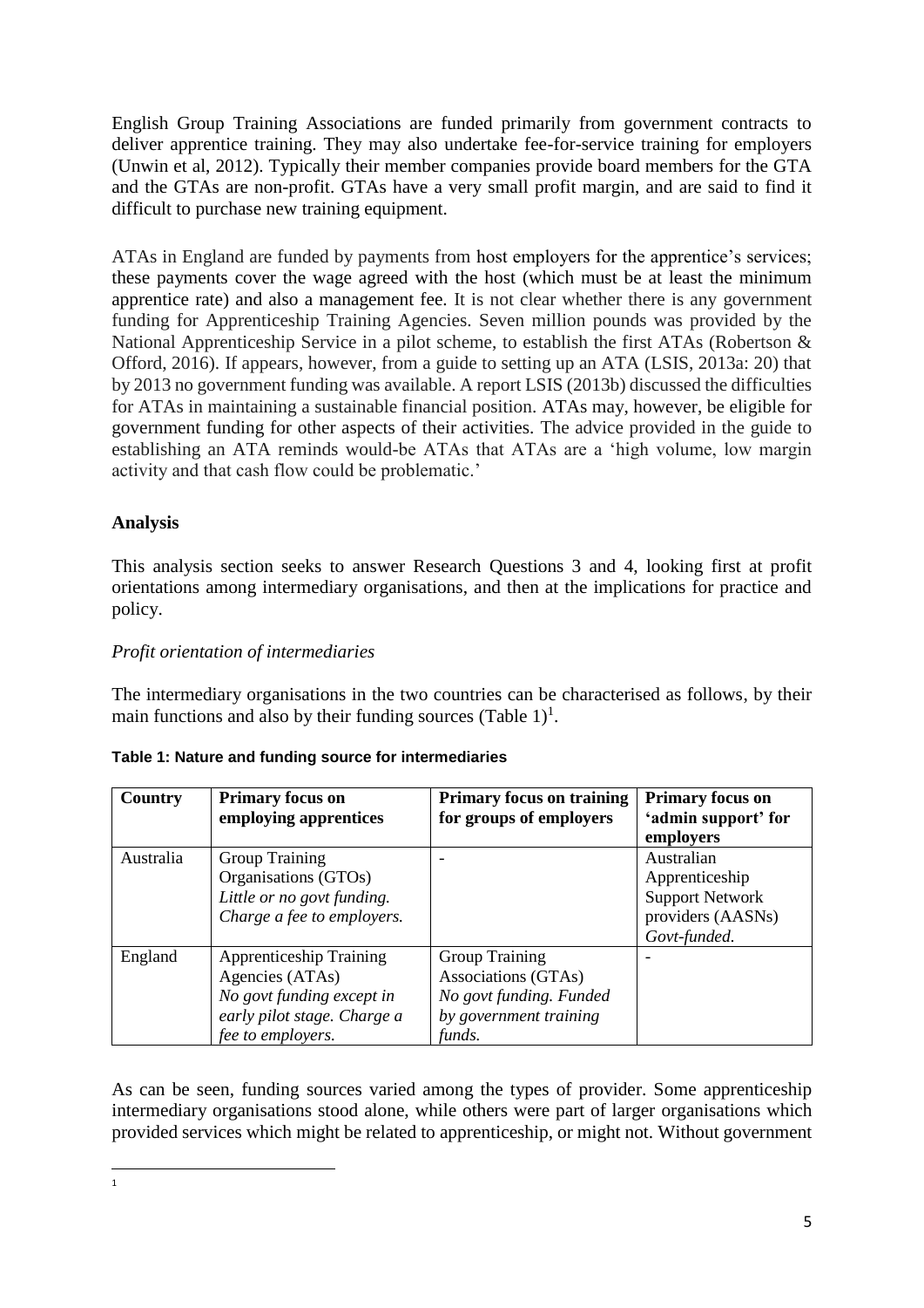English Group Training Associations are funded primarily from government contracts to deliver apprentice training. They may also undertake fee-for-service training for employers (Unwin et al, 2012). Typically their member companies provide board members for the GTA and the GTAs are non-profit. GTAs have a very small profit margin, and are said to find it difficult to purchase new training equipment.

ATAs in England are funded by payments from host employers for the apprentice's services; these payments cover the wage agreed with the host (which must be at least the minimum apprentice rate) and also a management fee. It is not clear whether there is any government funding for Apprenticeship Training Agencies. Seven million pounds was provided by the National Apprenticeship Service in a pilot scheme, to establish the first ATAs (Robertson & Offord, 2016). If appears, however, from a guide to setting up an ATA (LSIS, 2013a: 20) that by 2013 no government funding was available. A report LSIS (2013b) discussed the difficulties for ATAs in maintaining a sustainable financial position. ATAs may, however, be eligible for government funding for other aspects of their activities. The advice provided in the guide to establishing an ATA reminds would-be ATAs that ATAs are a 'high volume, low margin activity and that cash flow could be problematic.'

## Analysis

This analysis section seeks to answer Research Questions 3 and 4, looking first at profit orientations among intermediary organisations, and then at the implications for practice and policy.

### *Profit orientation of intermediaries*

The intermediary organisations in the two countries can be characterised as follows, by their main functions and also by their funding sources (Table 1)[1].

**Table 1: Nature and funding source for intermediaries**

| Country | Primary focus on employing apprentices | Primary focus on training for groups of employers | Primary focus on 'admin support' for employers |
|---|---|---|---|
| Australia | Group Training Organisations (GTOs) *Little or no govt funding. Charge a fee to employers.* | - | Australian Apprenticeship Support Network providers (AASNs) *Govt-funded.* |
| England | Apprenticeship Training Agencies (ATAs) *No govt funding except in early pilot stage. Charge a fee to employers.* | Group Training Associations (GTAs) *No govt funding. Funded by government training funds.* | - |

As can be seen, funding sources varied among the types of provider. Some apprenticeship intermediary organisations stood alone, while others were part of larger organisations which provided services which might be related to apprenticeship, or might not. Without government

[1]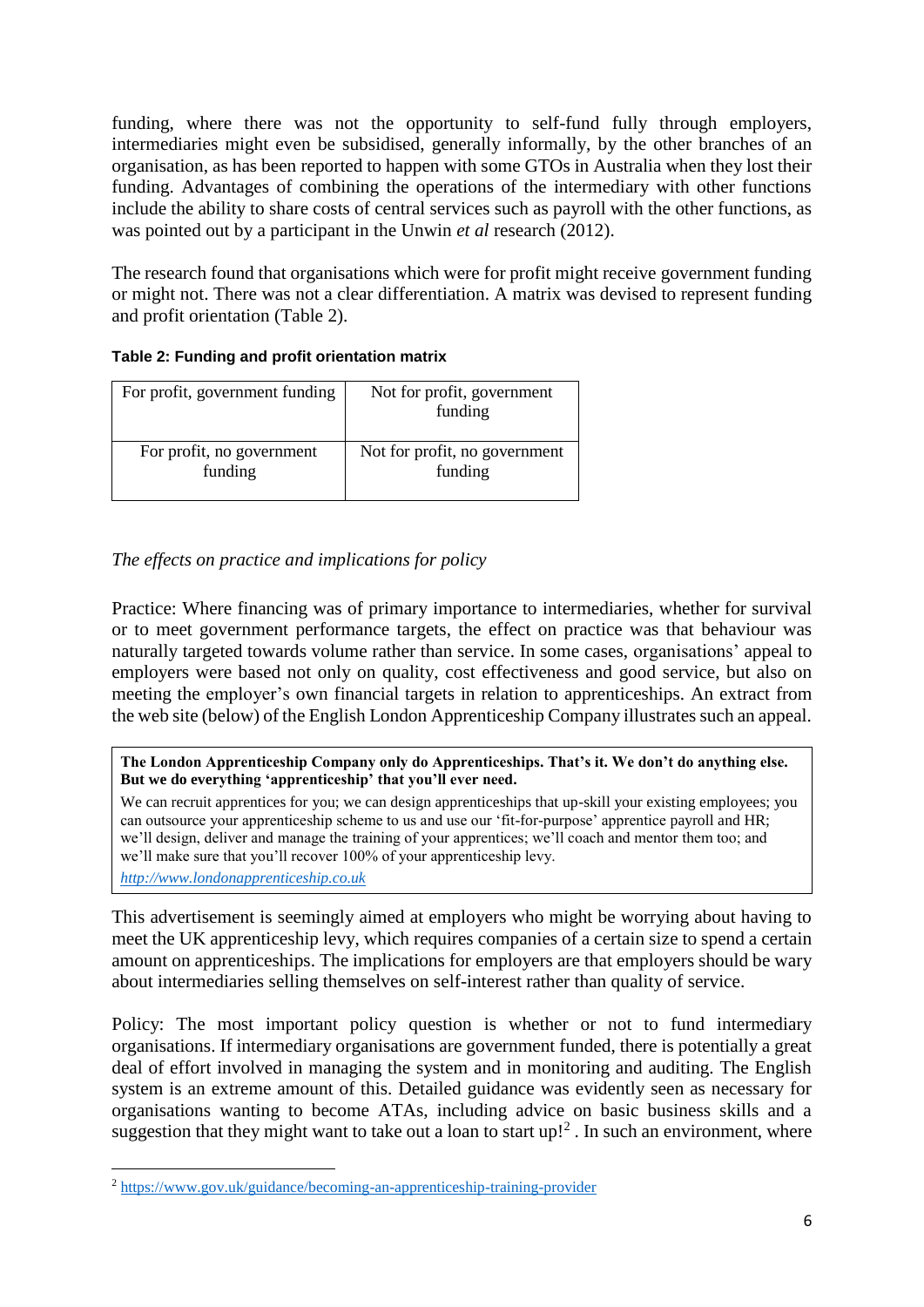funding, where there was not the opportunity to self-fund fully through employers, intermediaries might even be subsidised, generally informally, by the other branches of an organisation, as has been reported to happen with some GTOs in Australia when they lost their funding. Advantages of combining the operations of the intermediary with other functions include the ability to share costs of central services such as payroll with the other functions, as was pointed out by a participant in the Unwin *et al* research (2012).

The research found that organisations which were for profit might receive government funding or might not. There was not a clear differentiation. A matrix was devised to represent funding and profit orientation (Table 2).

**Table 2: Funding and profit orientation matrix**

| | |
|---|---|
| For profit, government funding | Not for profit, government funding |
| For profit, no government funding | Not for profit, no government funding |

*The effects on practice and implications for policy*

Practice: Where financing was of primary importance to intermediaries, whether for survival or to meet government performance targets, the effect on practice was that behaviour was naturally targeted towards volume rather than service. In some cases, organisations' appeal to employers were based not only on quality, cost effectiveness and good service, but also on meeting the employer's own financial targets in relation to apprenticeships. An extract from the web site (below) of the English London Apprenticeship Company illustrates such an appeal.

> **The London Apprenticeship Company only do Apprenticeships. That's it. We don't do anything else. But we do everything 'apprenticeship' that you'll ever need.**
>
> We can recruit apprentices for you; we can design apprenticeships that up-skill your existing employees; you can outsource your apprenticeship scheme to us and use our 'fit-for-purpose' apprentice payroll and HR; we'll design, deliver and manage the training of your apprentices; we'll coach and mentor them too; and we'll make sure that you'll recover 100% of your apprenticeship levy.
>
> http://www.londonapprenticeship.co.uk

This advertisement is seemingly aimed at employers who might be worrying about having to meet the UK apprenticeship levy, which requires companies of a certain size to spend a certain amount on apprenticeships. The implications for employers are that employers should be wary about intermediaries selling themselves on self-interest rather than quality of service.

Policy: The most important policy question is whether or not to fund intermediary organisations. If intermediary organisations are government funded, there is potentially a great deal of effort involved in managing the system and in monitoring and auditing. The English system is an extreme amount of this. Detailed guidance was evidently seen as necessary for organisations wanting to become ATAs, including advice on basic business skills and a suggestion that they might want to take out a loan to start up![2] . In such an environment, where

[2] https://www.gov.uk/guidance/becoming-an-apprenticeship-training-provider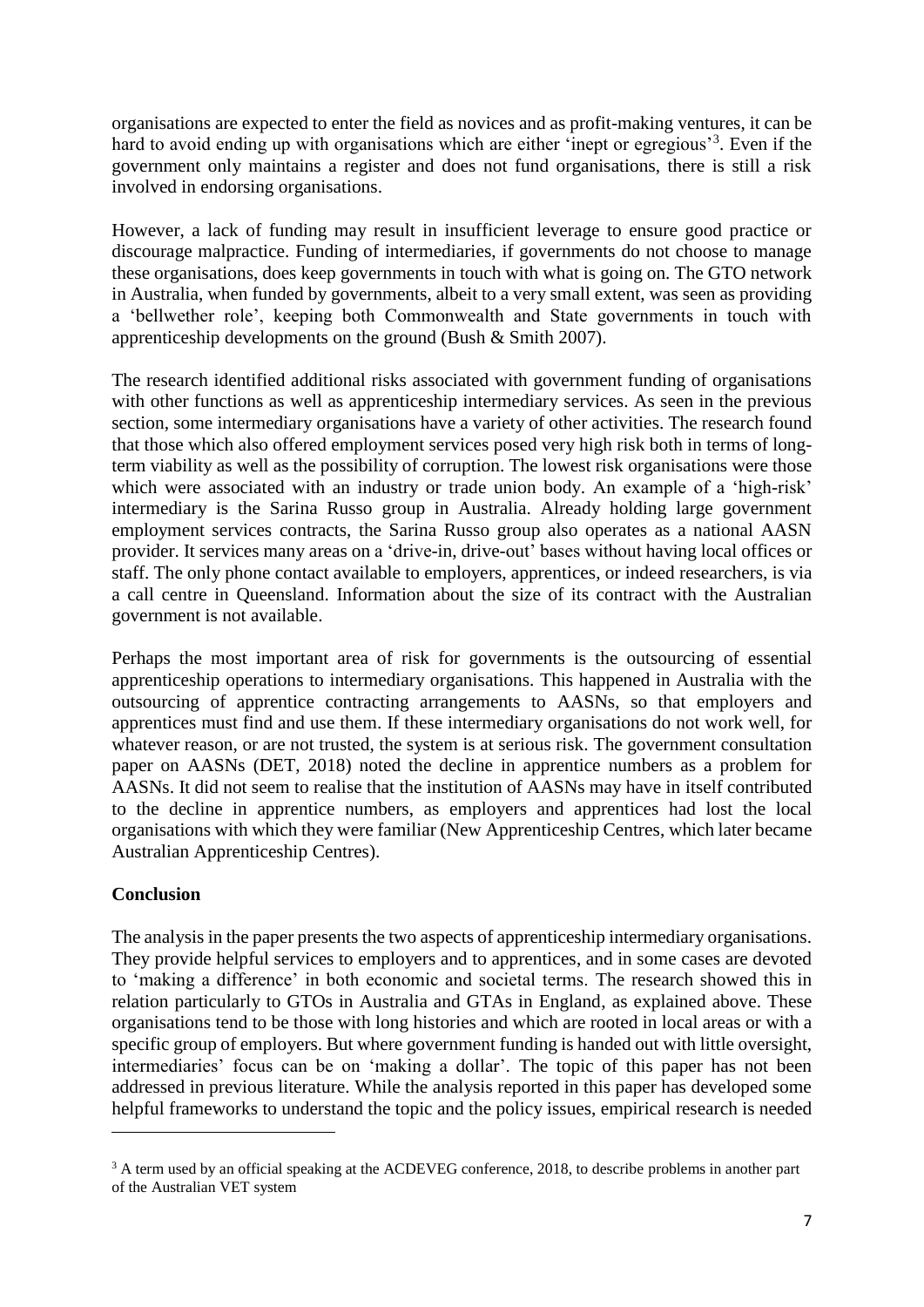organisations are expected to enter the field as novices and as profit-making ventures, it can be hard to avoid ending up with organisations which are either 'inept or egregious'[3]. Even if the government only maintains a register and does not fund organisations, there is still a risk involved in endorsing organisations.

However, a lack of funding may result in insufficient leverage to ensure good practice or discourage malpractice. Funding of intermediaries, if governments do not choose to manage these organisations, does keep governments in touch with what is going on. The GTO network in Australia, when funded by governments, albeit to a very small extent, was seen as providing a 'bellwether role', keeping both Commonwealth and State governments in touch with apprenticeship developments on the ground (Bush & Smith 2007).

The research identified additional risks associated with government funding of organisations with other functions as well as apprenticeship intermediary services. As seen in the previous section, some intermediary organisations have a variety of other activities. The research found that those which also offered employment services posed very high risk both in terms of long-term viability as well as the possibility of corruption. The lowest risk organisations were those which were associated with an industry or trade union body. An example of a 'high-risk' intermediary is the Sarina Russo group in Australia. Already holding large government employment services contracts, the Sarina Russo group also operates as a national AASN provider. It services many areas on a 'drive-in, drive-out' bases without having local offices or staff. The only phone contact available to employers, apprentices, or indeed researchers, is via a call centre in Queensland. Information about the size of its contract with the Australian government is not available.

Perhaps the most important area of risk for governments is the outsourcing of essential apprenticeship operations to intermediary organisations. This happened in Australia with the outsourcing of apprentice contracting arrangements to AASNs, so that employers and apprentices must find and use them. If these intermediary organisations do not work well, for whatever reason, or are not trusted, the system is at serious risk. The government consultation paper on AASNs (DET, 2018) noted the decline in apprentice numbers as a problem for AASNs. It did not seem to realise that the institution of AASNs may have in itself contributed to the decline in apprentice numbers, as employers and apprentices had lost the local organisations with which they were familiar (New Apprenticeship Centres, which later became Australian Apprenticeship Centres).

## Conclusion

The analysis in the paper presents the two aspects of apprenticeship intermediary organisations. They provide helpful services to employers and to apprentices, and in some cases are devoted to 'making a difference' in both economic and societal terms. The research showed this in relation particularly to GTOs in Australia and GTAs in England, as explained above. These organisations tend to be those with long histories and which are rooted in local areas or with a specific group of employers. But where government funding is handed out with little oversight, intermediaries' focus can be on 'making a dollar'. The topic of this paper has not been addressed in previous literature. While the analysis reported in this paper has developed some helpful frameworks to understand the topic and the policy issues, empirical research is needed

[3] A term used by an official speaking at the ACDEVEG conference, 2018, to describe problems in another part of the Australian VET system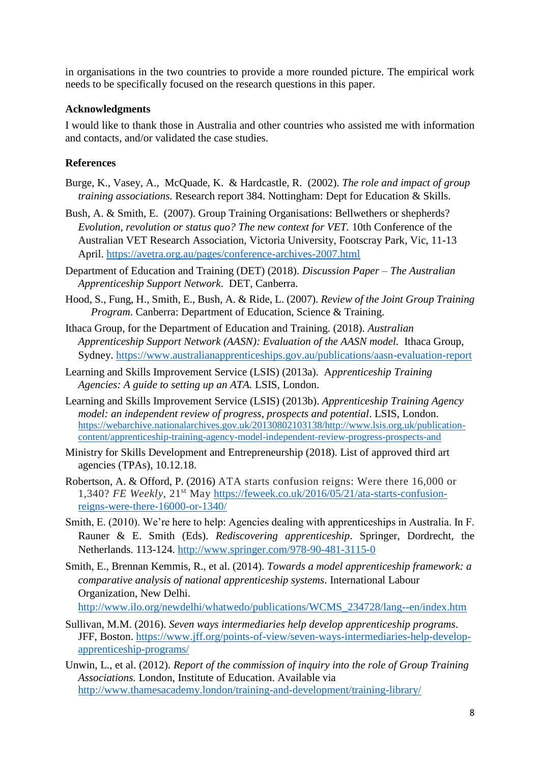in organisations in the two countries to provide a more rounded picture. The empirical work needs to be specifically focused on the research questions in this paper.

### Acknowledgments

I would like to thank those in Australia and other countries who assisted me with information and contacts, and/or validated the case studies.

### References

Burge, K., Vasey, A., McQuade, K. & Hardcastle, R. (2002). *The role and impact of group training associations.* Research report 384. Nottingham: Dept for Education & Skills.

Bush, A. & Smith, E. (2007). Group Training Organisations: Bellwethers or shepherds? *Evolution, revolution or status quo? The new context for VET.* 10th Conference of the Australian VET Research Association, Victoria University, Footscray Park, Vic, 11-13 April. https://avetra.org.au/pages/conference-archives-2007.html

Department of Education and Training (DET) (2018). *Discussion Paper – The Australian Apprenticeship Support Network.* DET, Canberra.

Hood, S., Fung, H., Smith, E., Bush, A. & Ride, L. (2007). *Review of the Joint Group Training Program*. Canberra: Department of Education, Science & Training.

Ithaca Group, for the Department of Education and Training. (2018). *Australian Apprenticeship Support Network (AASN): Evaluation of the AASN model.* Ithaca Group, Sydney. https://www.australianapprenticeships.gov.au/publications/aasn-evaluation-report

Learning and Skills Improvement Service (LSIS) (2013a). A*pprenticeship Training Agencies: A guide to setting up an ATA.* LSIS, London.

Learning and Skills Improvement Service (LSIS) (2013b). *Apprenticeship Training Agency model: an independent review of progress, prospects and potential*. LSIS, London. https://webarchive.nationalarchives.gov.uk/20130802103138/http://www.lsis.org.uk/publication-content/apprenticeship-training-agency-model-independent-review-progress-prospects-and

Ministry for Skills Development and Entrepreneurship (2018). List of approved third art agencies (TPAs), 10.12.18.

Robertson, A. & Offord, P. (2016) ATA starts confusion reigns: Were there 16,000 or 1,340? *FE Weekly*, 21st May https://feweek.co.uk/2016/05/21/ata-starts-confusion-reigns-were-there-16000-or-1340/

Smith, E. (2010). We're here to help: Agencies dealing with apprenticeships in Australia. In F. Rauner & E. Smith (Eds). *Rediscovering apprenticeship*. Springer, Dordrecht, the Netherlands. 113-124. http://www.springer.com/978-90-481-3115-0

Smith, E., Brennan Kemmis, R., et al. (2014). *Towards a model apprenticeship framework: a comparative analysis of national apprenticeship systems*. International Labour Organization, New Delhi. http://www.ilo.org/newdelhi/whatwedo/publications/WCMS_234728/lang--en/index.htm

Sullivan, M.M. (2016). *Seven ways intermediaries help develop apprenticeship programs*. JFF, Boston. https://www.jff.org/points-of-view/seven-ways-intermediaries-help-develop-apprenticeship-programs/

Unwin, L., et al. (2012). *Report of the commission of inquiry into the role of Group Training Associations.* London, Institute of Education. Available via http://www.thamesacademy.london/training-and-development/training-library/